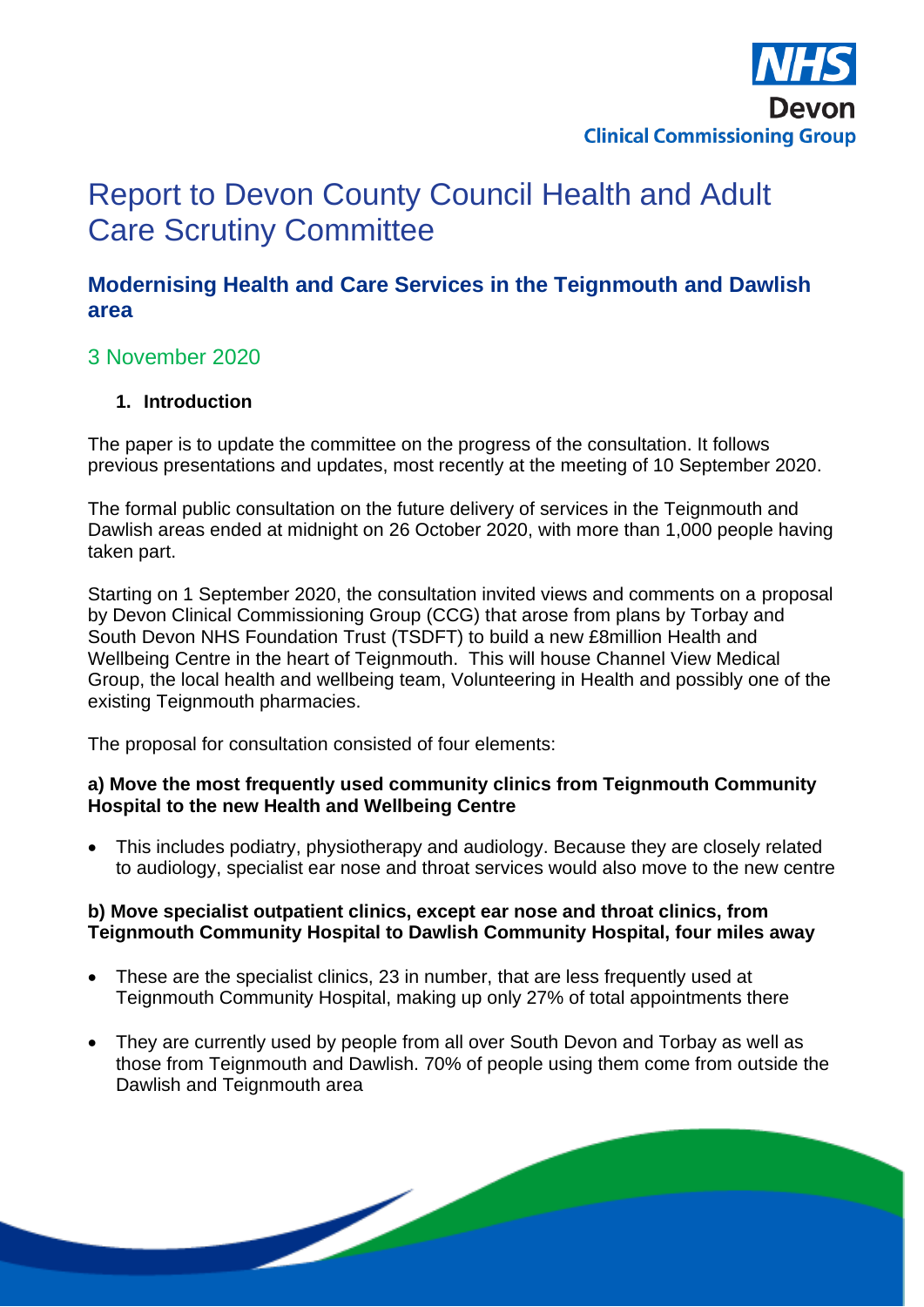NHS Devon Clinical Commissioning Group

# Report to Devon County Council Health and Adult Care Scrutiny Committee

## Modernising Health and Care Services in the Teignmouth and Dawlish area

3 November 2020

### 1. Introduction

The paper is to update the committee on the progress of the consultation. It follows previous presentations and updates, most recently at the meeting of 10 September 2020.

The formal public consultation on the future delivery of services in the Teignmouth and Dawlish areas ended at midnight on 26 October 2020, with more than 1,000 people having taken part.

Starting on 1 September 2020, the consultation invited views and comments on a proposal by Devon Clinical Commissioning Group (CCG) that arose from plans by Torbay and South Devon NHS Foundation Trust (TSDFT) to build a new £8million Health and Wellbeing Centre in the heart of Teignmouth. This will house Channel View Medical Group, the local health and wellbeing team, Volunteering in Health and possibly one of the existing Teignmouth pharmacies.

The proposal for consultation consisted of four elements:

**a) Move the most frequently used community clinics from Teignmouth Community Hospital to the new Health and Wellbeing Centre**

- This includes podiatry, physiotherapy and audiology. Because they are closely related to audiology, specialist ear nose and throat services would also move to the new centre

**b) Move specialist outpatient clinics, except ear nose and throat clinics, from Teignmouth Community Hospital to Dawlish Community Hospital, four miles away**

- These are the specialist clinics, 23 in number, that are less frequently used at Teignmouth Community Hospital, making up only 27% of total appointments there
- They are currently used by people from all over South Devon and Torbay as well as those from Teignmouth and Dawlish. 70% of people using them come from outside the Dawlish and Teignmouth area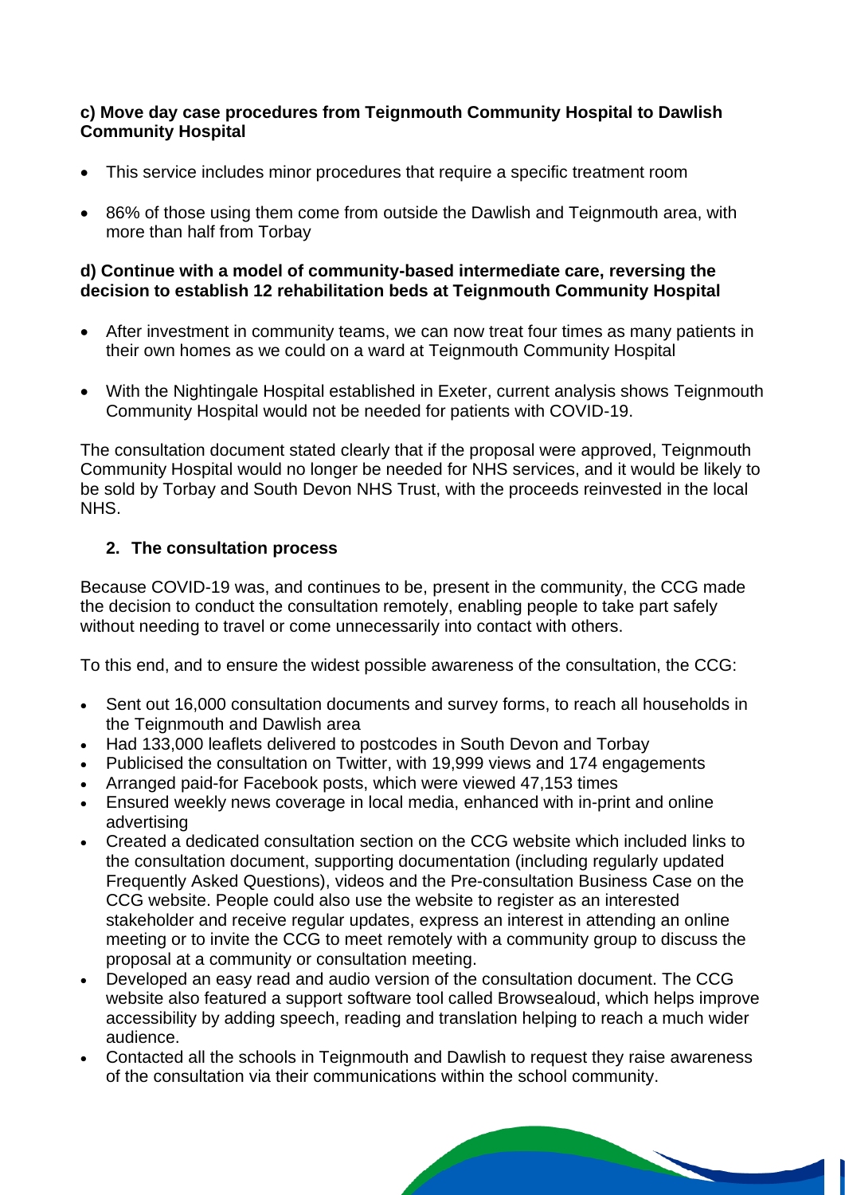**c) Move day case procedures from Teignmouth Community Hospital to Dawlish Community Hospital**

- This service includes minor procedures that require a specific treatment room
- 86% of those using them come from outside the Dawlish and Teignmouth area, with more than half from Torbay

**d) Continue with a model of community-based intermediate care, reversing the decision to establish 12 rehabilitation beds at Teignmouth Community Hospital**

- After investment in community teams, we can now treat four times as many patients in their own homes as we could on a ward at Teignmouth Community Hospital
- With the Nightingale Hospital established in Exeter, current analysis shows Teignmouth Community Hospital would not be needed for patients with COVID-19.

The consultation document stated clearly that if the proposal were approved, Teignmouth Community Hospital would no longer be needed for NHS services, and it would be likely to be sold by Torbay and South Devon NHS Trust, with the proceeds reinvested in the local NHS.

## 2. The consultation process

Because COVID-19 was, and continues to be, present in the community, the CCG made the decision to conduct the consultation remotely, enabling people to take part safely without needing to travel or come unnecessarily into contact with others.

To this end, and to ensure the widest possible awareness of the consultation, the CCG:

- Sent out 16,000 consultation documents and survey forms, to reach all households in the Teignmouth and Dawlish area
- Had 133,000 leaflets delivered to postcodes in South Devon and Torbay
- Publicised the consultation on Twitter, with 19,999 views and 174 engagements
- Arranged paid-for Facebook posts, which were viewed 47,153 times
- Ensured weekly news coverage in local media, enhanced with in-print and online advertising
- Created a dedicated consultation section on the CCG website which included links to the consultation document, supporting documentation (including regularly updated Frequently Asked Questions), videos and the Pre-consultation Business Case on the CCG website. People could also use the website to register as an interested stakeholder and receive regular updates, express an interest in attending an online meeting or to invite the CCG to meet remotely with a community group to discuss the proposal at a community or consultation meeting.
- Developed an easy read and audio version of the consultation document. The CCG website also featured a support software tool called Browsealoud, which helps improve accessibility by adding speech, reading and translation helping to reach a much wider audience.
- Contacted all the schools in Teignmouth and Dawlish to request they raise awareness of the consultation via their communications within the school community.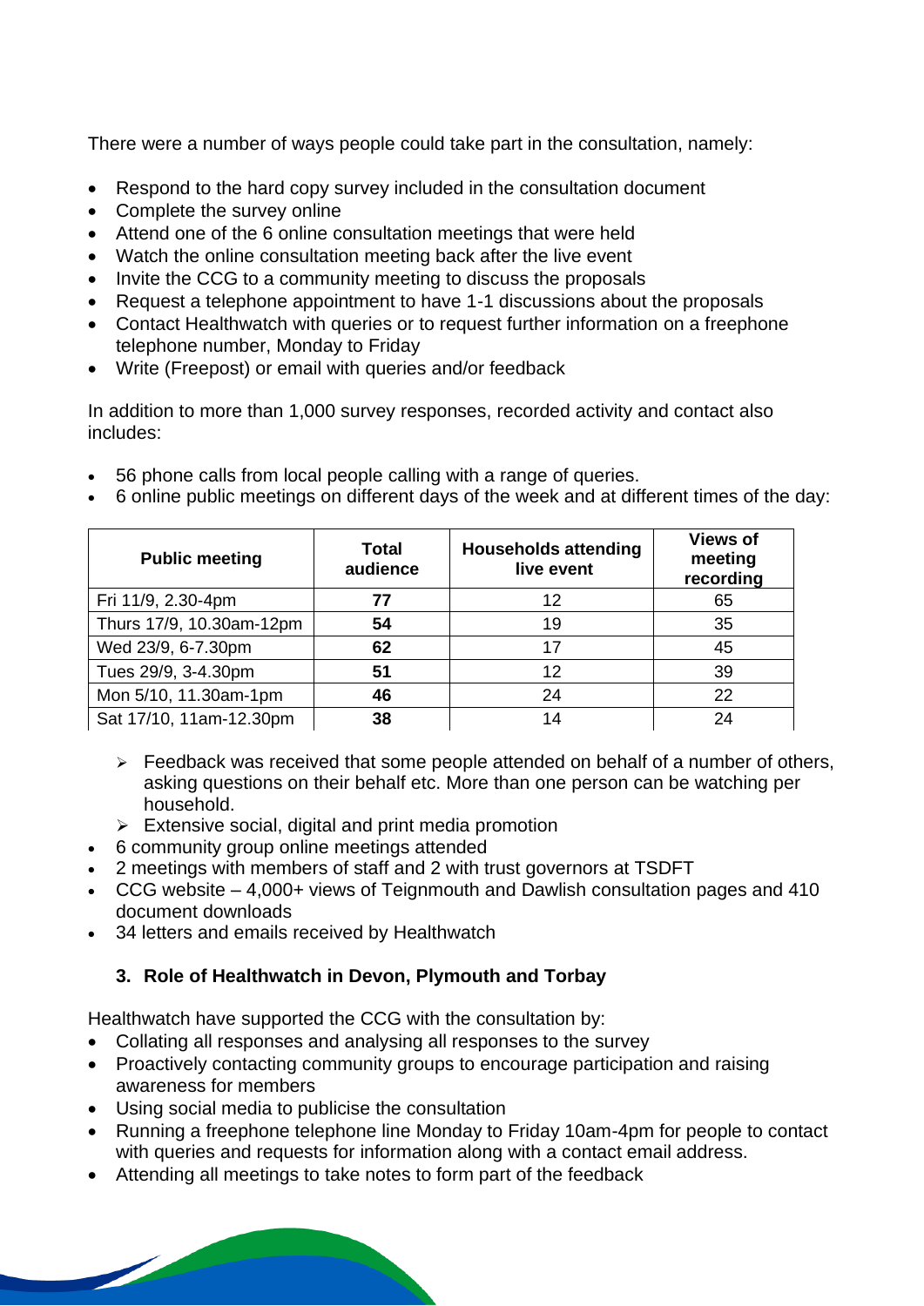There were a number of ways people could take part in the consultation, namely:

- Respond to the hard copy survey included in the consultation document
- Complete the survey online
- Attend one of the 6 online consultation meetings that were held
- Watch the online consultation meeting back after the live event
- Invite the CCG to a community meeting to discuss the proposals
- Request a telephone appointment to have 1-1 discussions about the proposals
- Contact Healthwatch with queries or to request further information on a freephone telephone number, Monday to Friday
- Write (Freepost) or email with queries and/or feedback

In addition to more than 1,000 survey responses, recorded activity and contact also includes:

- 56 phone calls from local people calling with a range of queries.
- 6 online public meetings on different days of the week and at different times of the day:

| Public meeting | Total audience | Households attending live event | Views of meeting recording |
|---|---|---|---|
| Fri 11/9, 2.30-4pm | **77** | 12 | 65 |
| Thurs 17/9, 10.30am-12pm | **54** | 19 | 35 |
| Wed 23/9, 6-7.30pm | **62** | 17 | 45 |
| Tues 29/9, 3-4.30pm | **51** | 12 | 39 |
| Mon 5/10, 11.30am-1pm | **46** | 24 | 22 |
| Sat 17/10, 11am-12.30pm | **38** | 14 | 24 |

  - Feedback was received that some people attended on behalf of a number of others, asking questions on their behalf etc. More than one person can be watching per household.
  - Extensive social, digital and print media promotion
- 6 community group online meetings attended
- 2 meetings with members of staff and 2 with trust governors at TSDFT
- CCG website – 4,000+ views of Teignmouth and Dawlish consultation pages and 410 document downloads
- 34 letters and emails received by Healthwatch

### 3. Role of Healthwatch in Devon, Plymouth and Torbay

Healthwatch have supported the CCG with the consultation by:

- Collating all responses and analysing all responses to the survey
- Proactively contacting community groups to encourage participation and raising awareness for members
- Using social media to publicise the consultation
- Running a freephone telephone line Monday to Friday 10am-4pm for people to contact with queries and requests for information along with a contact email address.
- Attending all meetings to take notes to form part of the feedback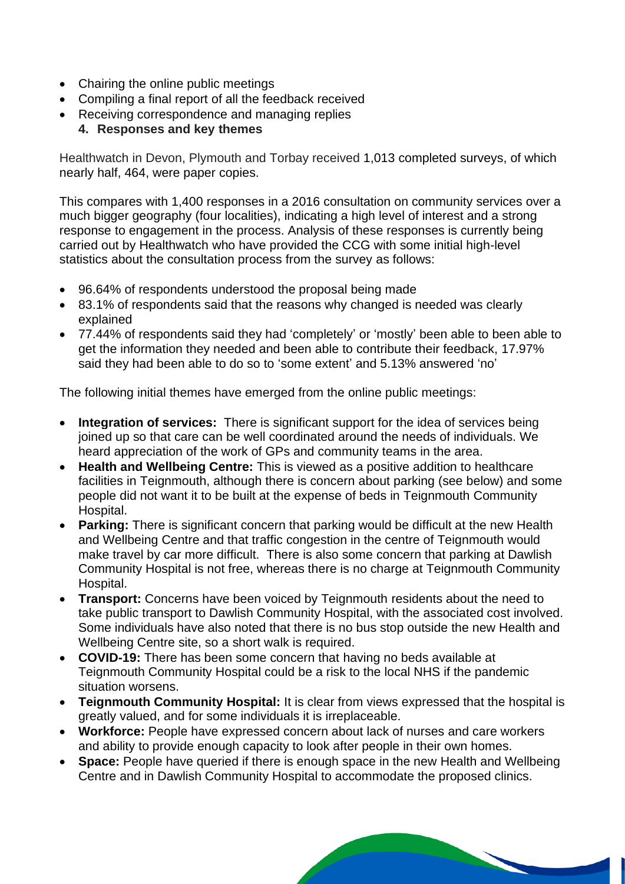- Chairing the online public meetings
- Compiling a final report of all the feedback received
- Receiving correspondence and managing replies

## 4. Responses and key themes

Healthwatch in Devon, Plymouth and Torbay received 1,013 completed surveys, of which nearly half, 464, were paper copies.

This compares with 1,400 responses in a 2016 consultation on community services over a much bigger geography (four localities), indicating a high level of interest and a strong response to engagement in the process. Analysis of these responses is currently being carried out by Healthwatch who have provided the CCG with some initial high-level statistics about the consultation process from the survey as follows:

- 96.64% of respondents understood the proposal being made
- 83.1% of respondents said that the reasons why changed is needed was clearly explained
- 77.44% of respondents said they had 'completely' or 'mostly' been able to been able to get the information they needed and been able to contribute their feedback, 17.97% said they had been able to do so to 'some extent' and 5.13% answered 'no'

The following initial themes have emerged from the online public meetings:

- **Integration of services:** There is significant support for the idea of services being joined up so that care can be well coordinated around the needs of individuals. We heard appreciation of the work of GPs and community teams in the area.
- **Health and Wellbeing Centre:** This is viewed as a positive addition to healthcare facilities in Teignmouth, although there is concern about parking (see below) and some people did not want it to be built at the expense of beds in Teignmouth Community Hospital.
- **Parking:** There is significant concern that parking would be difficult at the new Health and Wellbeing Centre and that traffic congestion in the centre of Teignmouth would make travel by car more difficult. There is also some concern that parking at Dawlish Community Hospital is not free, whereas there is no charge at Teignmouth Community Hospital.
- **Transport:** Concerns have been voiced by Teignmouth residents about the need to take public transport to Dawlish Community Hospital, with the associated cost involved. Some individuals have also noted that there is no bus stop outside the new Health and Wellbeing Centre site, so a short walk is required.
- **COVID-19:** There has been some concern that having no beds available at Teignmouth Community Hospital could be a risk to the local NHS if the pandemic situation worsens.
- **Teignmouth Community Hospital:** It is clear from views expressed that the hospital is greatly valued, and for some individuals it is irreplaceable.
- **Workforce:** People have expressed concern about lack of nurses and care workers and ability to provide enough capacity to look after people in their own homes.
- **Space:** People have queried if there is enough space in the new Health and Wellbeing Centre and in Dawlish Community Hospital to accommodate the proposed clinics.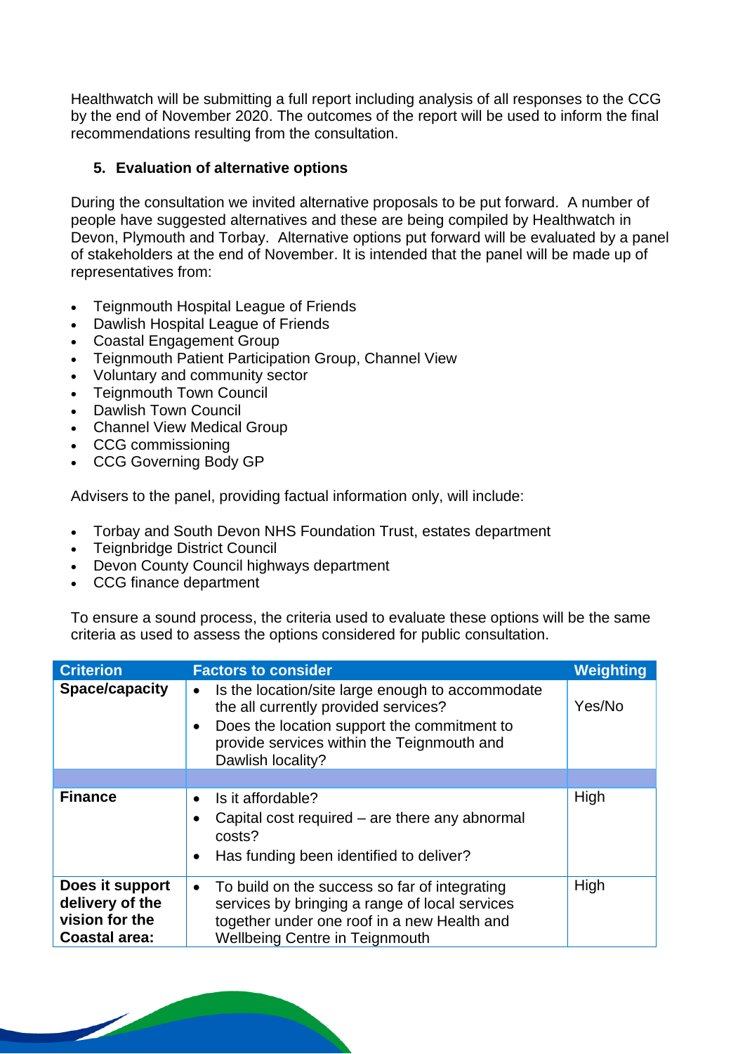Healthwatch will be submitting a full report including analysis of all responses to the CCG by the end of November 2020. The outcomes of the report will be used to inform the final recommendations resulting from the consultation.

## 5. Evaluation of alternative options

During the consultation we invited alternative proposals to be put forward. A number of people have suggested alternatives and these are being compiled by Healthwatch in Devon, Plymouth and Torbay. Alternative options put forward will be evaluated by a panel of stakeholders at the end of November. It is intended that the panel will be made up of representatives from:

- Teignmouth Hospital League of Friends
- Dawlish Hospital League of Friends
- Coastal Engagement Group
- Teignmouth Patient Participation Group, Channel View
- Voluntary and community sector
- Teignmouth Town Council
- Dawlish Town Council
- Channel View Medical Group
- CCG commissioning
- CCG Governing Body GP

Advisers to the panel, providing factual information only, will include:

- Torbay and South Devon NHS Foundation Trust, estates department
- Teignbridge District Council
- Devon County Council highways department
- CCG finance department

To ensure a sound process, the criteria used to evaluate these options will be the same criteria as used to assess the options considered for public consultation.

| Criterion | Factors to consider | Weighting |
|---|---|---|
| **Space/capacity** | • Is the location/site large enough to accommodate the all currently provided services?<br>• Does the location support the commitment to provide services within the Teignmouth and Dawlish locality? | Yes/No |
| | | |
| **Finance** | • Is it affordable?<br>• Capital cost required – are there any abnormal costs?<br>• Has funding been identified to deliver? | High |
| **Does it support delivery of the vision for the Coastal area:** | • To build on the success so far of integrating services by bringing a range of local services together under one roof in a new Health and Wellbeing Centre in Teignmouth | High |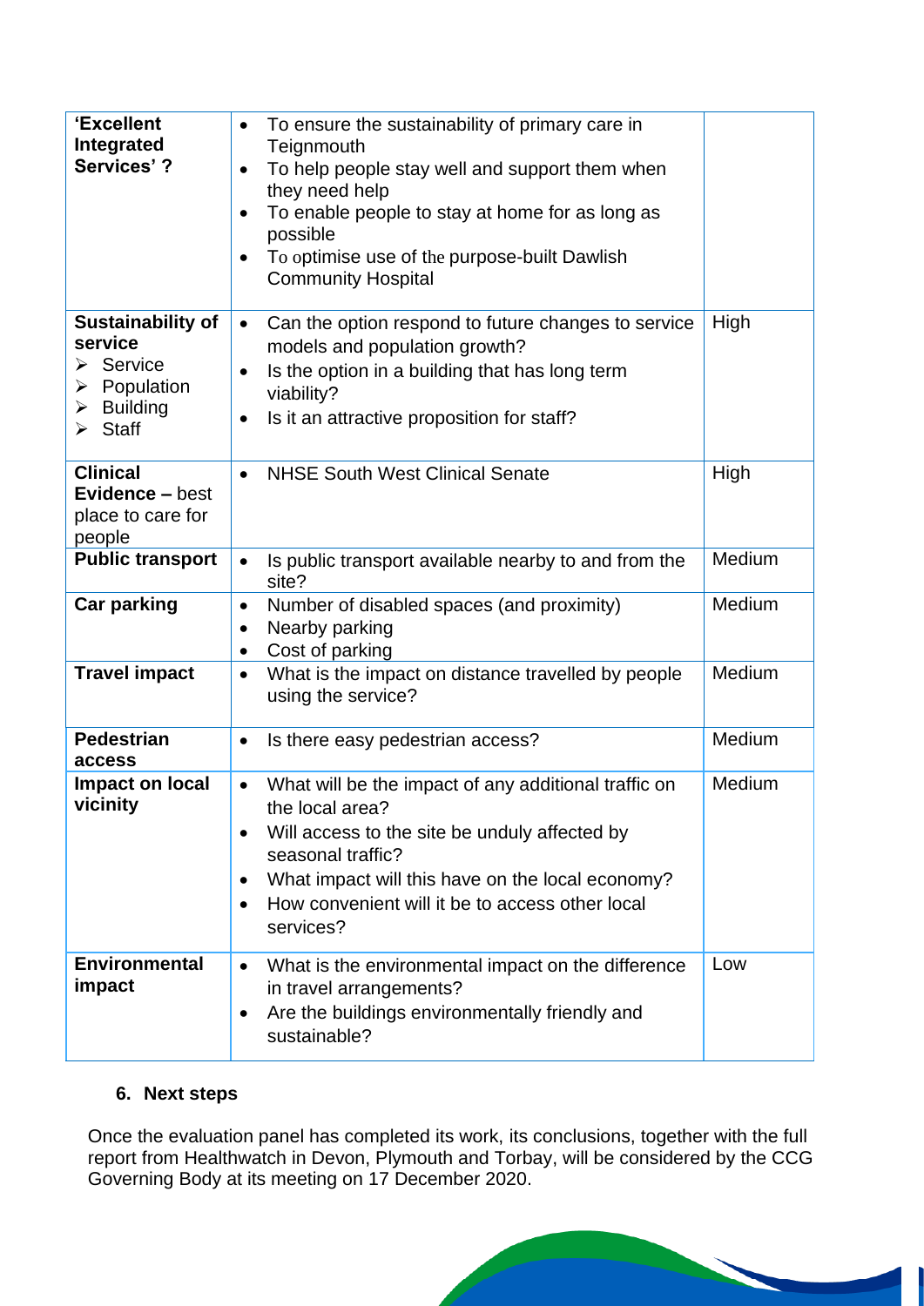| 'Excellent Integrated Services' ? | • To ensure the sustainability of primary care in Teignmouth<br>• To help people stay well and support them when they need help<br>• To enable people to stay at home for as long as possible<br>• To optimise use of the purpose-built Dawlish Community Hospital | |
|---|---|---|
| **Sustainability of service**<br>➢ Service<br>➢ Population<br>➢ Building<br>➢ Staff | • Can the option respond to future changes to service models and population growth?<br>• Is the option in a building that has long term viability?<br>• Is it an attractive proposition for staff? | High |
| **Clinical Evidence** – best place to care for people | • NHSE South West Clinical Senate | High |
| **Public transport** | • Is public transport available nearby to and from the site? | Medium |
| **Car parking** | • Number of disabled spaces (and proximity)<br>• Nearby parking<br>• Cost of parking | Medium |
| **Travel impact** | • What is the impact on distance travelled by people using the service? | Medium |
| **Pedestrian access** | • Is there easy pedestrian access? | Medium |
| **Impact on local vicinity** | • What will be the impact of any additional traffic on the local area?<br>• Will access to the site be unduly affected by seasonal traffic?<br>• What impact will this have on the local economy?<br>• How convenient will it be to access other local services? | Medium |
| **Environmental impact** | • What is the environmental impact on the difference in travel arrangements?<br>• Are the buildings environmentally friendly and sustainable? | Low |

## 6. Next steps

Once the evaluation panel has completed its work, its conclusions, together with the full report from Healthwatch in Devon, Plymouth and Torbay, will be considered by the CCG Governing Body at its meeting on 17 December 2020.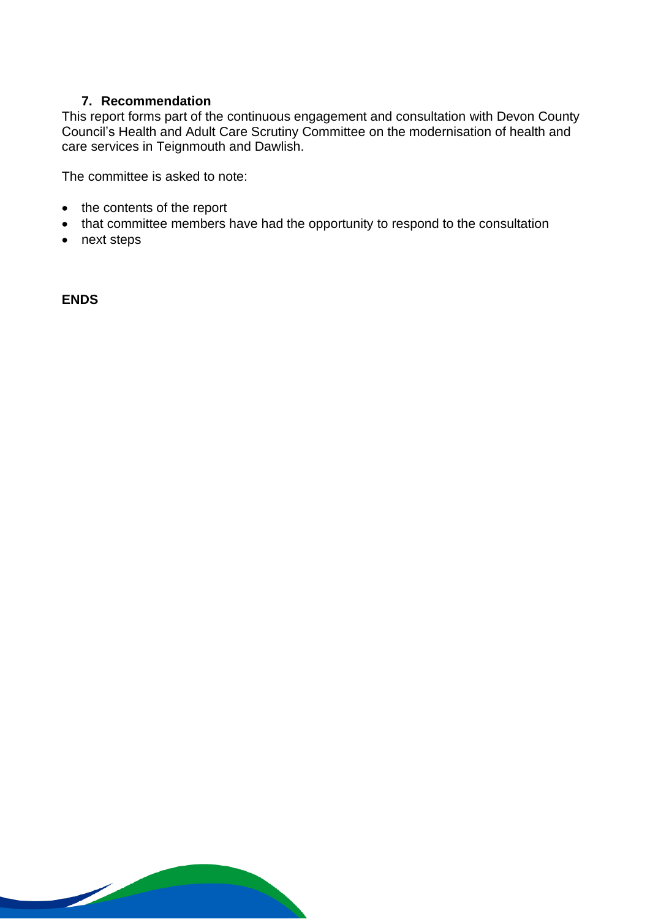## 7. Recommendation

This report forms part of the continuous engagement and consultation with Devon County Council's Health and Adult Care Scrutiny Committee on the modernisation of health and care services in Teignmouth and Dawlish.

The committee is asked to note:

- the contents of the report
- that committee members have had the opportunity to respond to the consultation
- next steps

**ENDS**